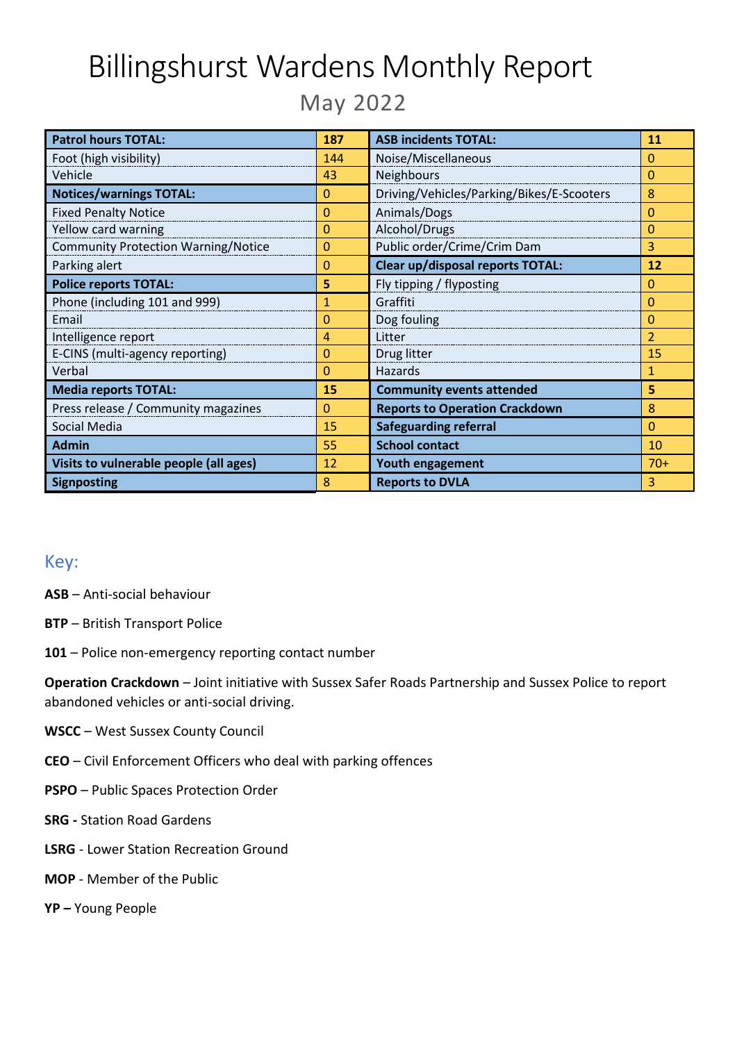# Billingshurst Wardens Monthly Report

## May 2022

| Patrol hours TOTAL: | 187 | ASB incidents TOTAL: | 11 |
|---|---|---|---|
| Foot (high visibility) | 144 | Noise/Miscellaneous | 0 |
| Vehicle | 43 | Neighbours | 0 |
| **Notices/warnings TOTAL:** | 0 | Driving/Vehicles/Parking/Bikes/E-Scooters | 8 |
| Fixed Penalty Notice | 0 | Animals/Dogs | 0 |
| Yellow card warning | 0 | Alcohol/Drugs | 0 |
| Community Protection Warning/Notice | 0 | Public order/Crime/Crim Dam | 3 |
| Parking alert | 0 | **Clear up/disposal reports TOTAL:** | **12** |
| **Police reports TOTAL:** | **5** | Fly tipping / flyposting | 0 |
| Phone (including 101 and 999) | 1 | Graffiti | 0 |
| Email | 0 | Dog fouling | 0 |
| Intelligence report | 4 | Litter | 2 |
| E-CINS (multi-agency reporting) | 0 | Drug litter | 15 |
| Verbal | 0 | Hazards | 1 |
| **Media reports TOTAL:** | **15** | **Community events attended** | **5** |
| Press release / Community magazines | 0 | **Reports to Operation Crackdown** | 8 |
| Social Media | 15 | **Safeguarding referral** | 0 |
| **Admin** | 55 | **School contact** | 10 |
| **Visits to vulnerable people (all ages)** | 12 | **Youth engagement** | 70+ |
| **Signposting** | 8 | **Reports to DVLA** | 3 |

## Key:

**ASB** – Anti-social behaviour

**BTP** – British Transport Police

**101** – Police non-emergency reporting contact number

**Operation Crackdown** – Joint initiative with Sussex Safer Roads Partnership and Sussex Police to report abandoned vehicles or anti-social driving.

**WSCC** – West Sussex County Council

**CEO** – Civil Enforcement Officers who deal with parking offences

**PSPO** – Public Spaces Protection Order

**SRG -** Station Road Gardens

**LSRG** - Lower Station Recreation Ground

**MOP** - Member of the Public

**YP –** Young People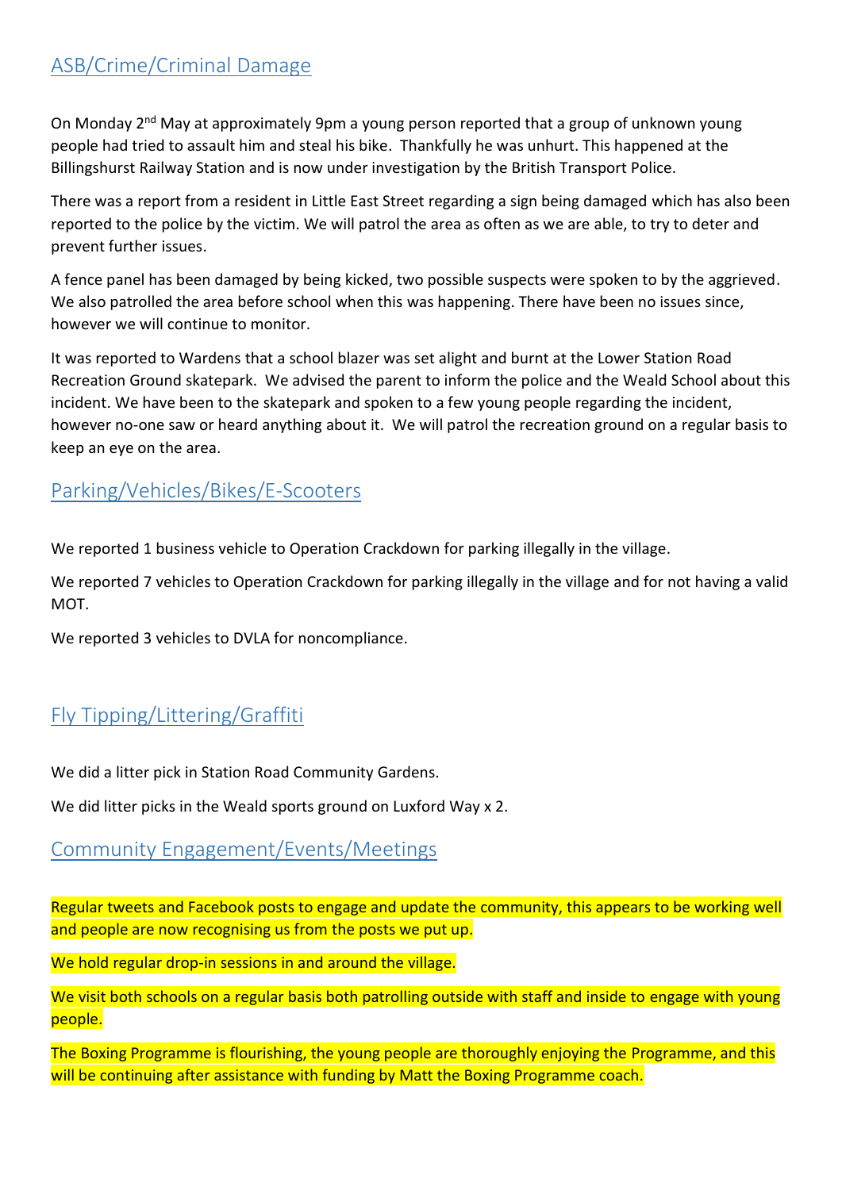## ASB/Crime/Criminal Damage

On Monday 2nd May at approximately 9pm a young person reported that a group of unknown young people had tried to assault him and steal his bike. Thankfully he was unhurt. This happened at the Billingshurst Railway Station and is now under investigation by the British Transport Police.

There was a report from a resident in Little East Street regarding a sign being damaged which has also been reported to the police by the victim. We will patrol the area as often as we are able, to try to deter and prevent further issues.

A fence panel has been damaged by being kicked, two possible suspects were spoken to by the aggrieved. We also patrolled the area before school when this was happening. There have been no issues since, however we will continue to monitor.

It was reported to Wardens that a school blazer was set alight and burnt at the Lower Station Road Recreation Ground skatepark. We advised the parent to inform the police and the Weald School about this incident. We have been to the skatepark and spoken to a few young people regarding the incident, however no-one saw or heard anything about it. We will patrol the recreation ground on a regular basis to keep an eye on the area.

## Parking/Vehicles/Bikes/E-Scooters

We reported 1 business vehicle to Operation Crackdown for parking illegally in the village.

We reported 7 vehicles to Operation Crackdown for parking illegally in the village and for not having a valid MOT.

We reported 3 vehicles to DVLA for noncompliance.

## Fly Tipping/Littering/Graffiti

We did a litter pick in Station Road Community Gardens.

We did litter picks in the Weald sports ground on Luxford Way x 2.

## Community Engagement/Events/Meetings

Regular tweets and Facebook posts to engage and update the community, this appears to be working well and people are now recognising us from the posts we put up.

We hold regular drop-in sessions in and around the village.

We visit both schools on a regular basis both patrolling outside with staff and inside to engage with young people.

The Boxing Programme is flourishing, the young people are thoroughly enjoying the Programme, and this will be continuing after assistance with funding by Matt the Boxing Programme coach.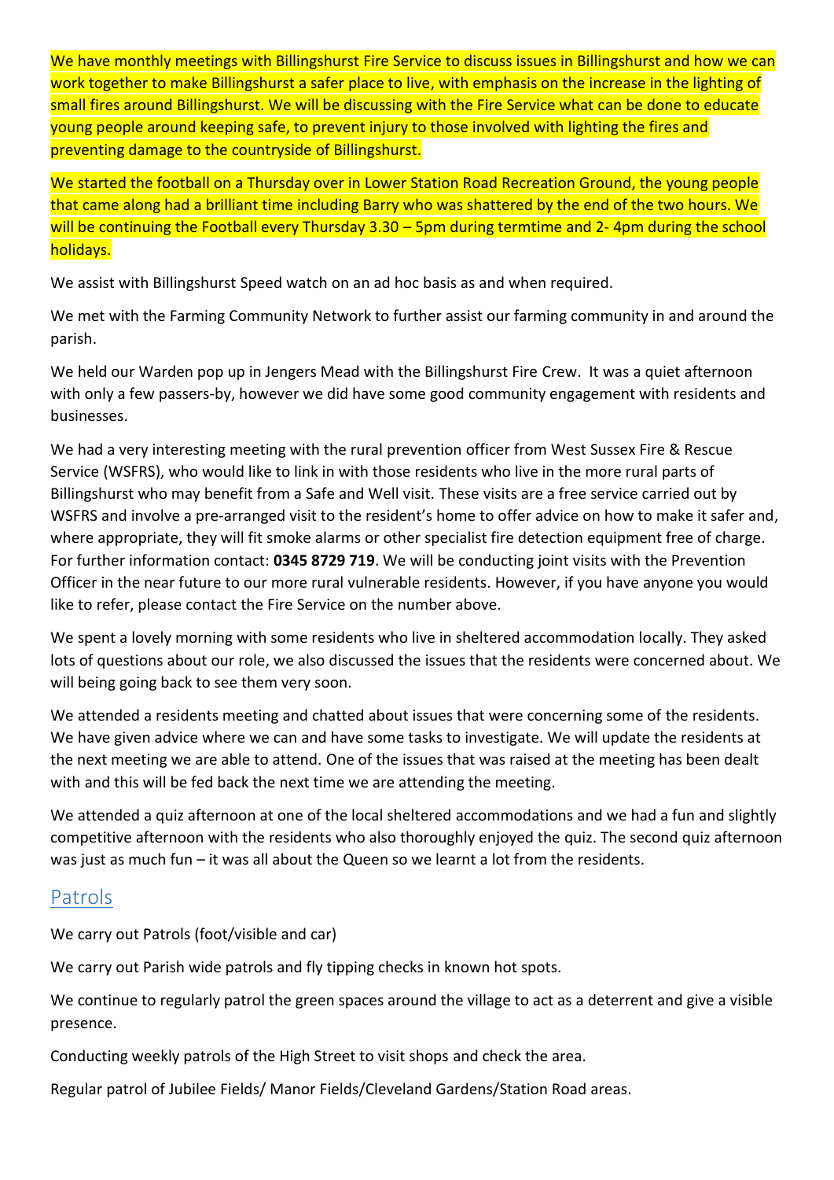We have monthly meetings with Billingshurst Fire Service to discuss issues in Billingshurst and how we can work together to make Billingshurst a safer place to live, with emphasis on the increase in the lighting of small fires around Billingshurst. We will be discussing with the Fire Service what can be done to educate young people around keeping safe, to prevent injury to those involved with lighting the fires and preventing damage to the countryside of Billingshurst.

We started the football on a Thursday over in Lower Station Road Recreation Ground, the young people that came along had a brilliant time including Barry who was shattered by the end of the two hours. We will be continuing the Football every Thursday 3.30 – 5pm during termtime and 2- 4pm during the school holidays.

We assist with Billingshurst Speed watch on an ad hoc basis as and when required.

We met with the Farming Community Network to further assist our farming community in and around the parish.

We held our Warden pop up in Jengers Mead with the Billingshurst Fire Crew. It was a quiet afternoon with only a few passers-by, however we did have some good community engagement with residents and businesses.

We had a very interesting meeting with the rural prevention officer from West Sussex Fire & Rescue Service (WSFRS), who would like to link in with those residents who live in the more rural parts of Billingshurst who may benefit from a Safe and Well visit. These visits are a free service carried out by WSFRS and involve a pre-arranged visit to the resident's home to offer advice on how to make it safer and, where appropriate, they will fit smoke alarms or other specialist fire detection equipment free of charge. For further information contact: **0345 8729 719**. We will be conducting joint visits with the Prevention Officer in the near future to our more rural vulnerable residents. However, if you have anyone you would like to refer, please contact the Fire Service on the number above.

We spent a lovely morning with some residents who live in sheltered accommodation locally. They asked lots of questions about our role, we also discussed the issues that the residents were concerned about. We will being going back to see them very soon.

We attended a residents meeting and chatted about issues that were concerning some of the residents. We have given advice where we can and have some tasks to investigate. We will update the residents at the next meeting we are able to attend. One of the issues that was raised at the meeting has been dealt with and this will be fed back the next time we are attending the meeting.

We attended a quiz afternoon at one of the local sheltered accommodations and we had a fun and slightly competitive afternoon with the residents who also thoroughly enjoyed the quiz. The second quiz afternoon was just as much fun – it was all about the Queen so we learnt a lot from the residents.

## Patrols

We carry out Patrols (foot/visible and car)

We carry out Parish wide patrols and fly tipping checks in known hot spots.

We continue to regularly patrol the green spaces around the village to act as a deterrent and give a visible presence.

Conducting weekly patrols of the High Street to visit shops and check the area.

Regular patrol of Jubilee Fields/ Manor Fields/Cleveland Gardens/Station Road areas.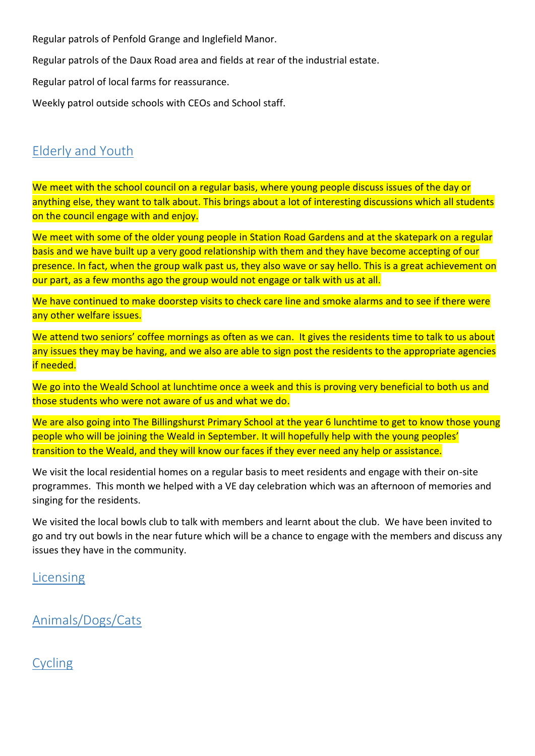Regular patrols of Penfold Grange and Inglefield Manor.

Regular patrols of the Daux Road area and fields at rear of the industrial estate.

Regular patrol of local farms for reassurance.

Weekly patrol outside schools with CEOs and School staff.

## Elderly and Youth

We meet with the school council on a regular basis, where young people discuss issues of the day or anything else, they want to talk about. This brings about a lot of interesting discussions which all students on the council engage with and enjoy.

We meet with some of the older young people in Station Road Gardens and at the skatepark on a regular basis and we have built up a very good relationship with them and they have become accepting of our presence. In fact, when the group walk past us, they also wave or say hello. This is a great achievement on our part, as a few months ago the group would not engage or talk with us at all.

We have continued to make doorstep visits to check care line and smoke alarms and to see if there were any other welfare issues.

We attend two seniors' coffee mornings as often as we can. It gives the residents time to talk to us about any issues they may be having, and we also are able to sign post the residents to the appropriate agencies if needed.

We go into the Weald School at lunchtime once a week and this is proving very beneficial to both us and those students who were not aware of us and what we do.

We are also going into The Billingshurst Primary School at the year 6 lunchtime to get to know those young people who will be joining the Weald in September. It will hopefully help with the young peoples' transition to the Weald, and they will know our faces if they ever need any help or assistance.

We visit the local residential homes on a regular basis to meet residents and engage with their on-site programmes. This month we helped with a VE day celebration which was an afternoon of memories and singing for the residents.

We visited the local bowls club to talk with members and learnt about the club. We have been invited to go and try out bowls in the near future which will be a chance to engage with the members and discuss any issues they have in the community.

## Licensing

## Animals/Dogs/Cats

## Cycling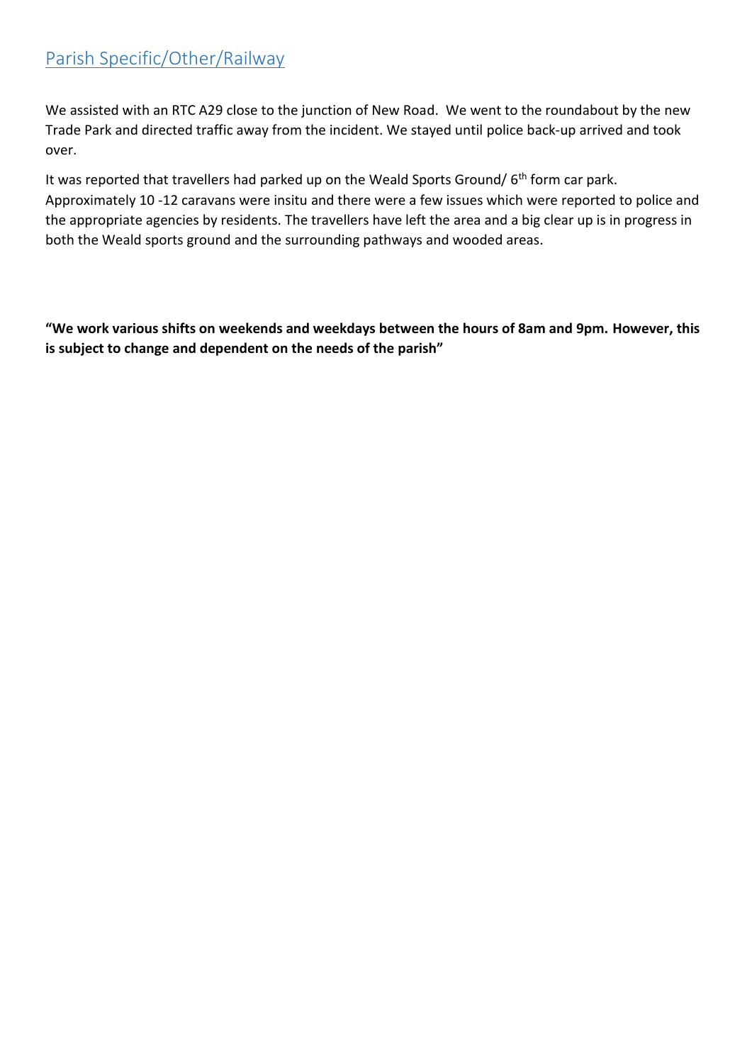## Parish Specific/Other/Railway

We assisted with an RTC A29 close to the junction of New Road. We went to the roundabout by the new Trade Park and directed traffic away from the incident. We stayed until police back-up arrived and took over.

It was reported that travellers had parked up on the Weald Sports Ground/ 6th form car park. Approximately 10 -12 caravans were insitu and there were a few issues which were reported to police and the appropriate agencies by residents. The travellers have left the area and a big clear up is in progress in both the Weald sports ground and the surrounding pathways and wooded areas.

**"We work various shifts on weekends and weekdays between the hours of 8am and 9pm. However, this is subject to change and dependent on the needs of the parish"**